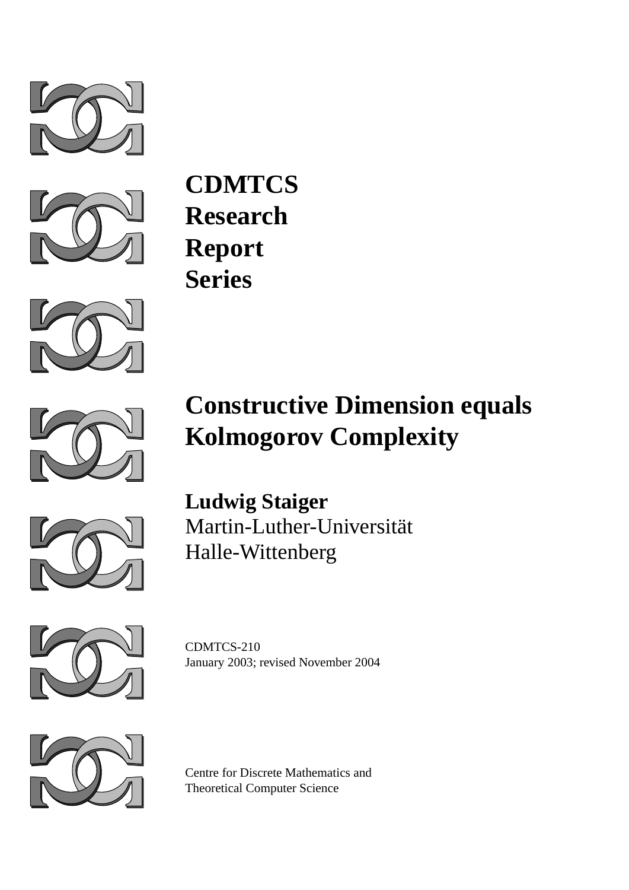**CDMTCS**
**Research**
**Report**
**Series**

# Constructive Dimension equals Kolmogorov Complexity

**Ludwig Staiger**
Martin-Luther-Universität
Halle-Wittenberg

CDMTCS-210
January 2003; revised November 2004

Centre for Discrete Mathematics and
Theoretical Computer Science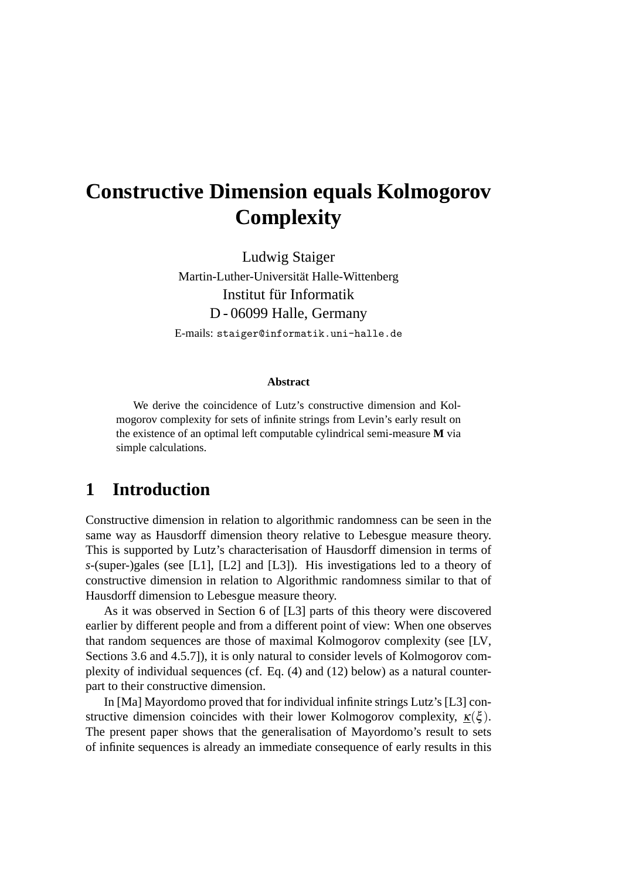# Constructive Dimension equals Kolmogorov Complexity

Ludwig Staiger
Martin-Luther-Universität Halle-Wittenberg
Institut für Informatik
D - 06099 Halle, Germany
E-mails: staiger@informatik.uni-halle.de

**Abstract**

We derive the coincidence of Lutz's constructive dimension and Kolmogorov complexity for sets of infinite strings from Levin's early result on the existence of an optimal left computable cylindrical semi-measure **M** via simple calculations.

## 1 Introduction

Constructive dimension in relation to algorithmic randomness can be seen in the same way as Hausdorff dimension theory relative to Lebesgue measure theory. This is supported by Lutz's characterisation of Hausdorff dimension in terms of $s$-(super-)gales (see [L1], [L2] and [L3]). His investigations led to a theory of constructive dimension in relation to Algorithmic randomness similar to that of Hausdorff dimension to Lebesgue measure theory.

As it was observed in Section 6 of [L3] parts of this theory were discovered earlier by different people and from a different point of view: When one observes that random sequences are those of maximal Kolmogorov complexity (see [LV, Sections 3.6 and 4.5.7]), it is only natural to consider levels of Kolmogorov complexity of individual sequences (cf. Eq. (4) and (12) below) as a natural counterpart to their constructive dimension.

In [Ma] Mayordomo proved that for individual infinite strings Lutz's [L3] constructive dimension coincides with their lower Kolmogorov complexity, $\underline{\kappa}(\xi)$. The present paper shows that the generalisation of Mayordomo's result to sets of infinite sequences is already an immediate consequence of early results in this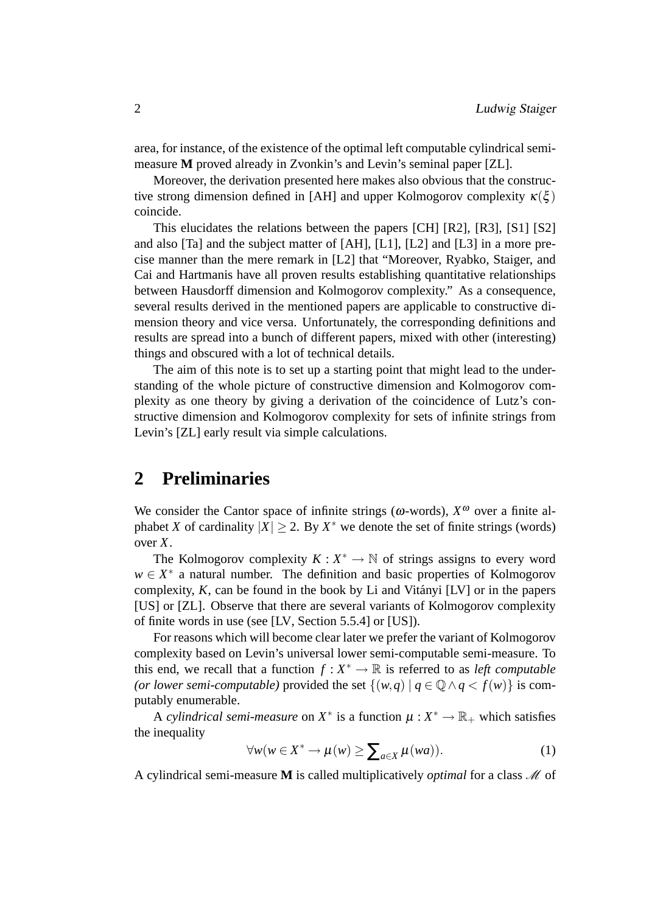area, for instance, of the existence of the optimal left computable cylindrical semi-measure **M** proved already in Zvonkin's and Levin's seminal paper [ZL].

Moreover, the derivation presented here makes also obvious that the constructive strong dimension defined in [AH] and upper Kolmogorov complexity $\kappa(\xi)$ coincide.

This elucidates the relations between the papers [CH] [R2], [R3], [S1] [S2] and also [Ta] and the subject matter of [AH], [L1], [L2] and [L3] in a more precise manner than the mere remark in [L2] that "Moreover, Ryabko, Staiger, and Cai and Hartmanis have all proven results establishing quantitative relationships between Hausdorff dimension and Kolmogorov complexity." As a consequence, several results derived in the mentioned papers are applicable to constructive dimension theory and vice versa. Unfortunately, the corresponding definitions and results are spread into a bunch of different papers, mixed with other (interesting) things and obscured with a lot of technical details.

The aim of this note is to set up a starting point that might lead to the understanding of the whole picture of constructive dimension and Kolmogorov complexity as one theory by giving a derivation of the coincidence of Lutz's constructive dimension and Kolmogorov complexity for sets of infinite strings from Levin's [ZL] early result via simple calculations.

## 2 Preliminaries

We consider the Cantor space of infinite strings ($\omega$-words), $X^\omega$ over a finite alphabet $X$ of cardinality $|X| \geq 2$. By $X^*$ we denote the set of finite strings (words) over $X$.

The Kolmogorov complexity $K : X^* \to \mathbb{N}$ of strings assigns to every word $w \in X^*$ a natural number. The definition and basic properties of Kolmogorov complexity, $K$, can be found in the book by Li and Vitányi [LV] or in the papers [US] or [ZL]. Observe that there are several variants of Kolmogorov complexity of finite words in use (see [LV, Section 5.5.4] or [US]).

For reasons which will become clear later we prefer the variant of Kolmogorov complexity based on Levin's universal lower semi-computable semi-measure. To this end, we recall that a function $f : X^* \to \mathbb{R}$ is referred to as *left computable (or lower semi-computable)* provided the set $\{(w,q) \mid q \in \mathbb{Q} \wedge q < f(w)\}$ is computably enumerable.

A *cylindrical semi-measure* on $X^*$ is a function $\mu : X^* \to \mathbb{R}_+$ which satisfies the inequality

$$\forall w (w \in X^* \to \mu(w) \geq \sum\nolimits_{a \in X} \mu(wa)). \tag{1}$$

A cylindrical semi-measure **M** is called multiplicatively *optimal* for a class $\mathscr{M}$ of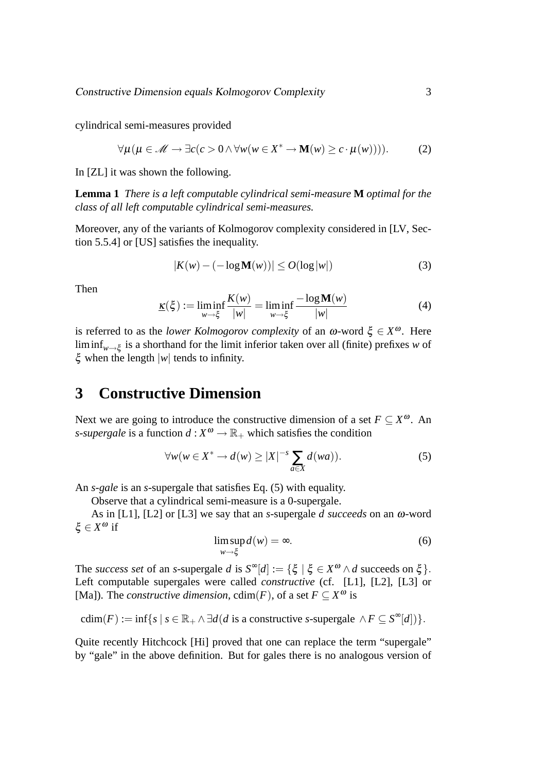cylindrical semi-measures provided

$$\forall \mu (\mu \in \mathscr{M} \rightarrow \exists c (c > 0 \wedge \forall w (w \in X^* \rightarrow \mathbf{M}(w) \geq c \cdot \mu(w)))). \tag{2}$$

In [ZL] it was shown the following.

**Lemma 1** *There is a left computable cylindrical semi-measure* $\mathbf{M}$ *optimal for the class of all left computable cylindrical semi-measures.*

Moreover, any of the variants of Kolmogorov complexity considered in [LV, Section 5.5.4] or [US] satisfies the inequality.

$$|K(w) - (-\log \mathbf{M}(w))| \leq O(\log |w|) \tag{3}$$

Then

$$\underline{\kappa}(\xi) := \liminf_{w \to \xi} \frac{K(w)}{|w|} = \liminf_{w \to \xi} \frac{-\log \mathbf{M}(w)}{|w|} \tag{4}$$

is referred to as the *lower Kolmogorov complexity* of an $\omega$-word $\xi \in X^\omega$. Here $\liminf_{w \to \xi}$ is a shorthand for the limit inferior taken over all (finite) prefixes $w$ of $\xi$ when the length $|w|$ tends to infinity.

# 3 Constructive Dimension

Next we are going to introduce the constructive dimension of a set $F \subseteq X^\omega$. An *s-supergale* is a function $d : X^\omega \rightarrow \mathbb{R}_+$ which satisfies the condition

$$\forall w (w \in X^* \rightarrow d(w) \geq |X|^{-s} \sum_{a \in X} d(wa)). \tag{5}$$

An *s-gale* is an $s$-supergale that satisfies Eq. (5) with equality.

Observe that a cylindrical semi-measure is a 0-supergale.

As in [L1], [L2] or [L3] we say that an $s$-supergale $d$ *succeeds* on an $\omega$-word $\xi \in X^\omega$ if

$$\limsup_{w \to \xi} d(w) = \infty. \tag{6}$$

The *success set* of an $s$-supergale $d$ is $S^\infty[d] := \{\xi \mid \xi \in X^\omega \wedge d \text{ succeeds on } \xi\}$. Left computable supergales were called *constructive* (cf. [L1], [L2], [L3] or [Ma]). The *constructive dimension*, $\mathrm{cdim}(F)$, of a set $F \subseteq X^\omega$ is

$$\mathrm{cdim}(F) := \inf\{s \mid s \in \mathbb{R}_+ \wedge \exists d (d \text{ is a constructive } s\text{-supergale } \wedge F \subseteq S^\infty[d])\}.$$

Quite recently Hitchcock [Hi] proved that one can replace the term "supergale" by "gale" in the above definition. But for gales there is no analogous version of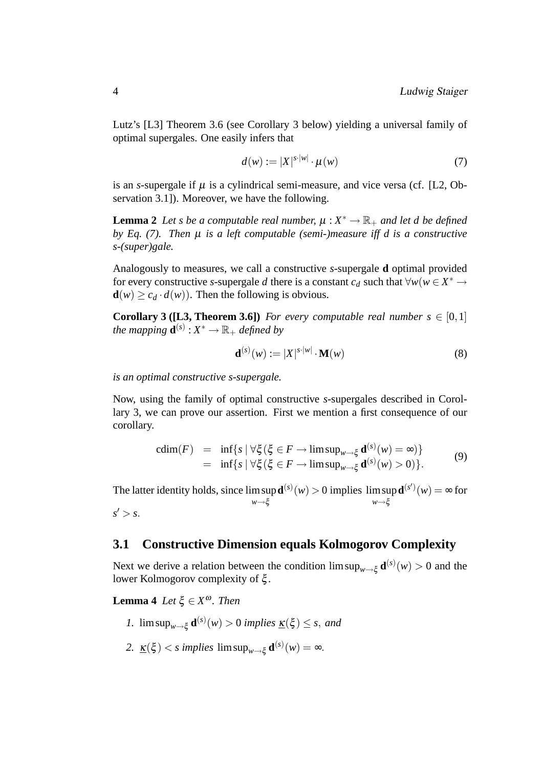Lutz's [L3] Theorem 3.6 (see Corollary 3 below) yielding a universal family of optimal supergales. One easily infers that

$$d(w) := |X|^{s \cdot |w|} \cdot \mu(w) \tag{7}$$

is an $s$-supergale if $\mu$ is a cylindrical semi-measure, and vice versa (cf. [L2, Observation 3.1]). Moreover, we have the following.

**Lemma 2** *Let $s$ be a computable real number, $\mu : X^* \to \mathbb{R}_+$ and let $d$ be defined by Eq. (7). Then $\mu$ is a left computable (semi-)measure iff $d$ is a constructive $s$-(super)gale.*

Analogously to measures, we call a constructive $s$-supergale $\mathbf{d}$ optimal provided for every constructive $s$-supergale $d$ there is a constant $c_d$ such that $\forall w (w \in X^* \to \mathbf{d}(w) \geq c_d \cdot d(w))$. Then the following is obvious.

**Corollary 3 ([L3, Theorem 3.6])** *For every computable real number $s \in [0,1]$ the mapping $\mathbf{d}^{(s)} : X^* \to \mathbb{R}_+$ defined by*

$$\mathbf{d}^{(s)}(w) := |X|^{s \cdot |w|} \cdot \mathbf{M}(w) \tag{8}$$

*is an optimal constructive $s$-supergale.*

Now, using the family of optimal constructive $s$-supergales described in Corollary 3, we can prove our assertion. First we mention a first consequence of our corollary.

$$\begin{aligned} \mathrm{cdim}(F) &= \inf\{s \mid \forall \xi (\xi \in F \to \limsup_{w \to \xi} \mathbf{d}^{(s)}(w) = \infty)\} \\ &= \inf\{s \mid \forall \xi (\xi \in F \to \limsup_{w \to \xi} \mathbf{d}^{(s)}(w) > 0)\}. \end{aligned} \tag{9}$$

The latter identity holds, since $\limsup\limits_{w \to \xi} \mathbf{d}^{(s)}(w) > 0$ implies $\limsup\limits_{w \to \xi} \mathbf{d}^{(s')}(w) = \infty$ for $s' > s$.

### 3.1 Constructive Dimension equals Kolmogorov Complexity

Next we derive a relation between the condition $\limsup_{w \to \xi} \mathbf{d}^{(s)}(w) > 0$ and the lower Kolmogorov complexity of $\xi$.

**Lemma 4** *Let $\xi \in X^\omega$. Then*

1. $\limsup_{w \to \xi} \mathbf{d}^{(s)}(w) > 0$ *implies* $\underline{\kappa}(\xi) \leq s$, *and*
2. $\underline{\kappa}(\xi) < s$ *implies* $\limsup_{w \to \xi} \mathbf{d}^{(s)}(w) = \infty$.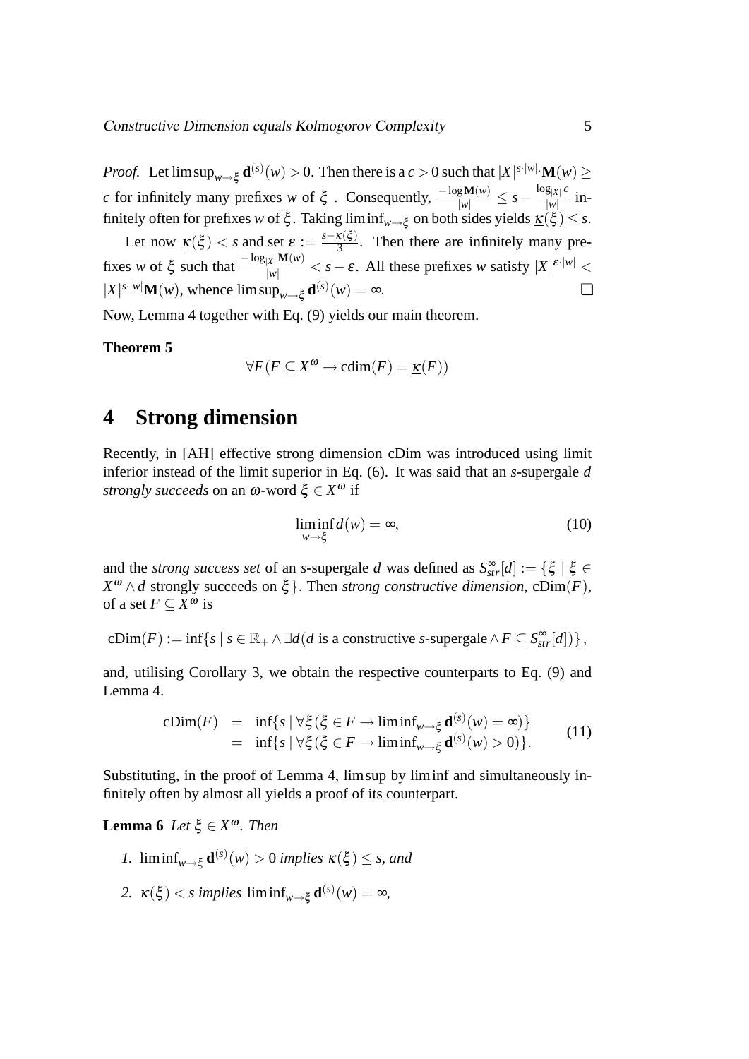*Proof.* Let $\limsup_{w \to \xi} \mathbf{d}^{(s)}(w) > 0$. Then there is a $c > 0$ such that $|X|^{s \cdot |w|} \cdot \mathbf{M}(w) \geq c$ for infinitely many prefixes $w$ of $\xi$ . Consequently, $\frac{-\log \mathbf{M}(w)}{|w|} \leq s - \frac{\log_{|X|} c}{|w|}$ infinitely often for prefixes $w$ of $\xi$. Taking $\liminf_{w \to \xi}$ on both sides yields $\underline{\kappa}(\xi) \leq s$.

Let now $\underline{\kappa}(\xi) < s$ and set $\varepsilon := \frac{s - \underline{\kappa}(\xi)}{3}$. Then there are infinitely many prefixes $w$ of $\xi$ such that $\frac{-\log_{|X|} \mathbf{M}(w)}{|w|} < s - \varepsilon$. All these prefixes $w$ satisfy $|X|^{\varepsilon \cdot |w|} < |X|^{s \cdot |w|} \mathbf{M}(w)$, whence $\limsup_{w \to \xi} \mathbf{d}^{(s)}(w) = \infty$. ❑

Now, Lemma 4 together with Eq. (9) yields our main theorem.

**Theorem 5**

$$\forall F (F \subseteq X^\omega \to \mathrm{cdim}(F) = \underline{\kappa}(F))$$

# 4 Strong dimension

Recently, in [AH] effective strong dimension cDim was introduced using limit inferior instead of the limit superior in Eq. (6). It was said that an $s$-supergale $d$ *strongly succeeds* on an $\omega$-word $\xi \in X^\omega$ if

$$\liminf_{w \to \xi} d(w) = \infty, \tag{10}$$

and the *strong success set* of an $s$-supergale $d$ was defined as $S_{str}^\infty[d] := \{\xi \mid \xi \in X^\omega \wedge d \text{ strongly succeeds on } \xi\}$. Then *strong constructive dimension*, $\mathrm{cDim}(F)$, of a set $F \subseteq X^\omega$ is

$$\mathrm{cDim}(F) := \inf\{s \mid s \in \mathbb{R}_+ \wedge \exists d (d \text{ is a constructive } s\text{-supergale} \wedge F \subseteq S_{str}^\infty[d])\},$$

and, utilising Corollary 3, we obtain the respective counterparts to Eq. (9) and Lemma 4.

$$\begin{aligned} \mathrm{cDim}(F) &= \inf\{s \mid \forall \xi (\xi \in F \to \liminf_{w \to \xi} \mathbf{d}^{(s)}(w) = \infty)\} \\ &= \inf\{s \mid \forall \xi (\xi \in F \to \liminf_{w \to \xi} \mathbf{d}^{(s)}(w) > 0)\}. \end{aligned} \tag{11}$$

Substituting, in the proof of Lemma 4, lim sup by lim inf and simultaneously infinitely often by almost all yields a proof of its counterpart.

**Lemma 6** *Let $\xi \in X^\omega$. Then*

1. $\liminf_{w \to \xi} \mathbf{d}^{(s)}(w) > 0$ *implies* $\kappa(\xi) \leq s$, *and*
2. $\kappa(\xi) < s$ *implies* $\liminf_{w \to \xi} \mathbf{d}^{(s)}(w) = \infty$,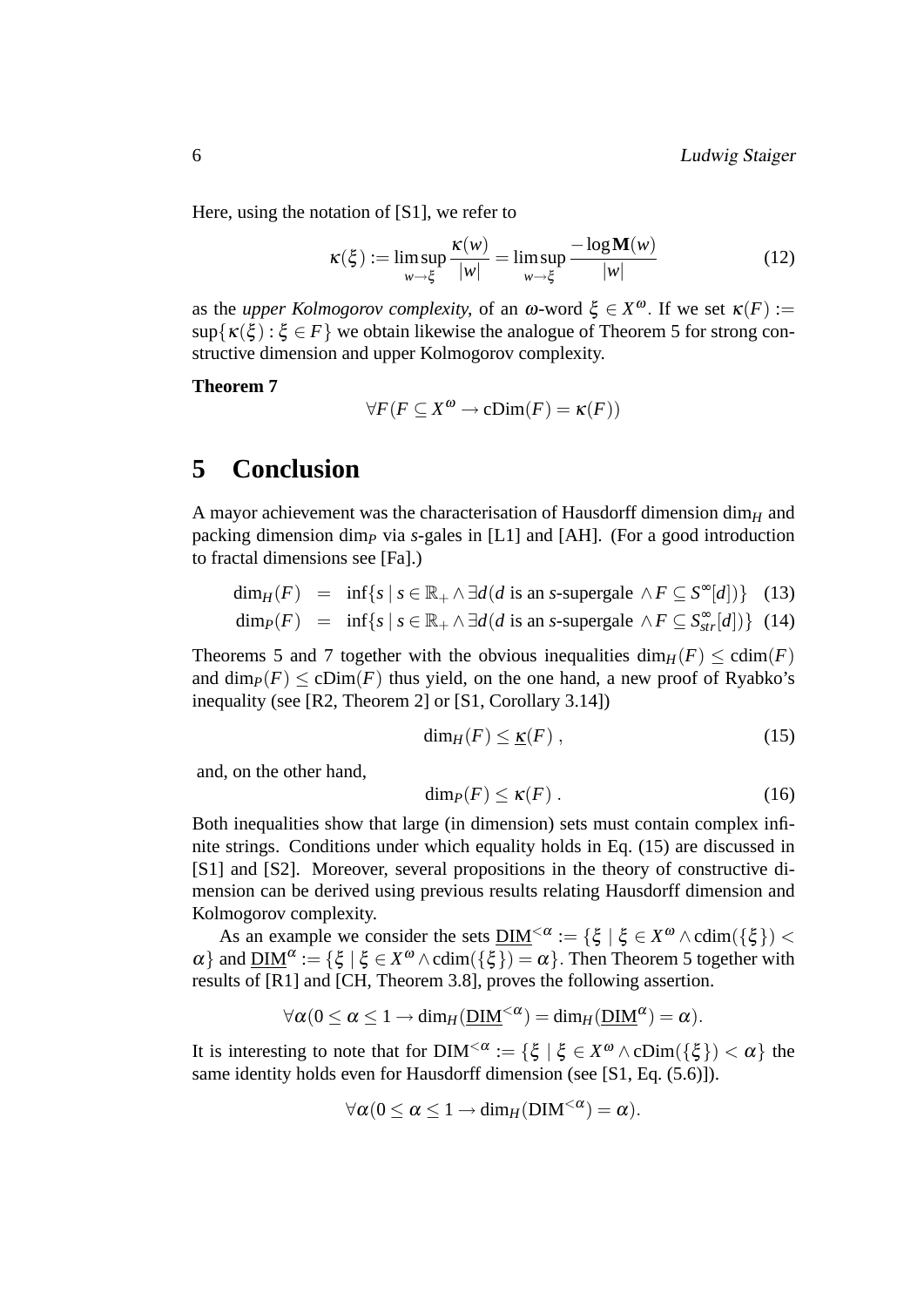Here, using the notation of [S1], we refer to

$$\kappa(\xi) := \limsup_{w \to \xi} \frac{\kappa(w)}{|w|} = \limsup_{w \to \xi} \frac{-\log \mathbf{M}(w)}{|w|} \tag{12}$$

as the *upper Kolmogorov complexity,* of an $\omega$-word $\xi \in X^\omega$. If we set $\kappa(F) := \sup\{\kappa(\xi) : \xi \in F\}$ we obtain likewise the analogue of Theorem 5 for strong constructive dimension and upper Kolmogorov complexity.

**Theorem 7**

$$\forall F (F \subseteq X^\omega \to \mathrm{cDim}(F) = \kappa(F))$$

# 5 Conclusion

A mayor achievement was the characterisation of Hausdorff dimension $\dim_H$ and packing dimension $\dim_P$ via $s$-gales in [L1] and [AH]. (For a good introduction to fractal dimensions see [Fa].)

$$\dim_H(F) = \inf\{s \mid s \in \mathbb{R}_+ \wedge \exists d (d \text{ is an } s\text{-supergale } \wedge F \subseteq S^\infty[d])\} \tag{13}$$

$$\dim_P(F) = \inf\{s \mid s \in \mathbb{R}_+ \wedge \exists d (d \text{ is an } s\text{-supergale } \wedge F \subseteq S^\infty_{str}[d])\} \tag{14}$$

Theorems 5 and 7 together with the obvious inequalities $\dim_H(F) \le \mathrm{cdim}(F)$ and $\dim_P(F) \le \mathrm{cDim}(F)$ thus yield, on the one hand, a new proof of Ryabko's inequality (see [R2, Theorem 2] or [S1, Corollary 3.14])

$$\dim_H(F) \le \underline{\kappa}(F)\,, \tag{15}$$

and, on the other hand,

$$\dim_P(F) \le \kappa(F)\,. \tag{16}$$

Both inequalities show that large (in dimension) sets must contain complex infinite strings. Conditions under which equality holds in Eq. (15) are discussed in [S1] and [S2]. Moreover, several propositions in the theory of constructive dimension can be derived using previous results relating Hausdorff dimension and Kolmogorov complexity.

As an example we consider the sets $\underline{\mathrm{DIM}}^{<\alpha} := \{\xi \mid \xi \in X^\omega \wedge \mathrm{cdim}(\{\xi\}) < \alpha\}$ and $\underline{\mathrm{DIM}}^{\alpha} := \{\xi \mid \xi \in X^\omega \wedge \mathrm{cdim}(\{\xi\}) = \alpha\}$. Then Theorem 5 together with results of [R1] and [CH, Theorem 3.8], proves the following assertion.

$$\forall \alpha (0 \le \alpha \le 1 \to \dim_H(\underline{\mathrm{DIM}}^{<\alpha}) = \dim_H(\underline{\mathrm{DIM}}^{\alpha}) = \alpha).$$

It is interesting to note that for $\mathrm{DIM}^{<\alpha} := \{\xi \mid \xi \in X^\omega \wedge \mathrm{cDim}(\{\xi\}) < \alpha\}$ the same identity holds even for Hausdorff dimension (see [S1, Eq. (5.6)]).

$$\forall \alpha (0 \le \alpha \le 1 \to \dim_H(\mathrm{DIM}^{<\alpha}) = \alpha).$$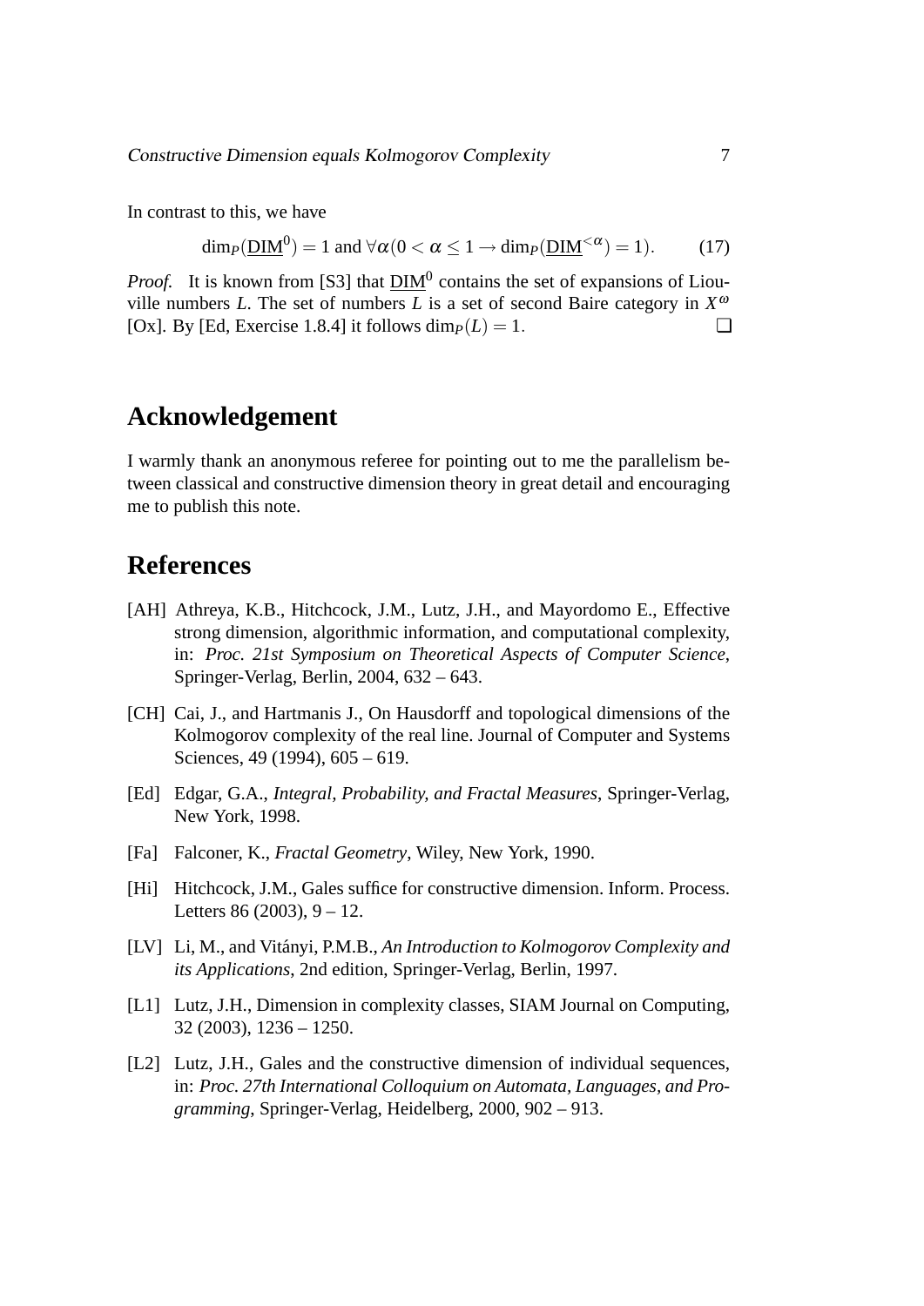In contrast to this, we have

$$\dim_P(\underline{\mathrm{DIM}}^0) = 1 \text{ and } \forall\alpha(0 < \alpha \leq 1 \rightarrow \dim_P(\underline{\mathrm{DIM}}^{<\alpha}) = 1). \qquad (17)$$

*Proof.* It is known from [S3] that $\underline{\mathrm{DIM}}^0$ contains the set of expansions of Liouville numbers $L$. The set of numbers $L$ is a set of second Baire category in $X^\omega$ [Ox]. By [Ed, Exercise 1.8.4] it follows $\dim_P(L) = 1$. ❑

# Acknowledgement

I warmly thank an anonymous referee for pointing out to me the parallelism between classical and constructive dimension theory in great detail and encouraging me to publish this note.

# References

[AH] Athreya, K.B., Hitchcock, J.M., Lutz, J.H., and Mayordomo E., Effective strong dimension, algorithmic information, and computational complexity, in: *Proc. 21st Symposium on Theoretical Aspects of Computer Science*, Springer-Verlag, Berlin, 2004, 632 – 643.

[CH] Cai, J., and Hartmanis J., On Hausdorff and topological dimensions of the Kolmogorov complexity of the real line. Journal of Computer and Systems Sciences, 49 (1994), 605 – 619.

[Ed] Edgar, G.A., *Integral, Probability, and Fractal Measures*, Springer-Verlag, New York, 1998.

[Fa] Falconer, K., *Fractal Geometry*, Wiley, New York, 1990.

[Hi] Hitchcock, J.M., Gales suffice for constructive dimension. Inform. Process. Letters 86 (2003), 9 – 12.

[LV] Li, M., and Vitányi, P.M.B., *An Introduction to Kolmogorov Complexity and its Applications*, 2nd edition, Springer-Verlag, Berlin, 1997.

[L1] Lutz, J.H., Dimension in complexity classes, SIAM Journal on Computing, 32 (2003), 1236 – 1250.

[L2] Lutz, J.H., Gales and the constructive dimension of individual sequences, in: *Proc. 27th International Colloquium on Automata, Languages, and Programming*, Springer-Verlag, Heidelberg, 2000, 902 – 913.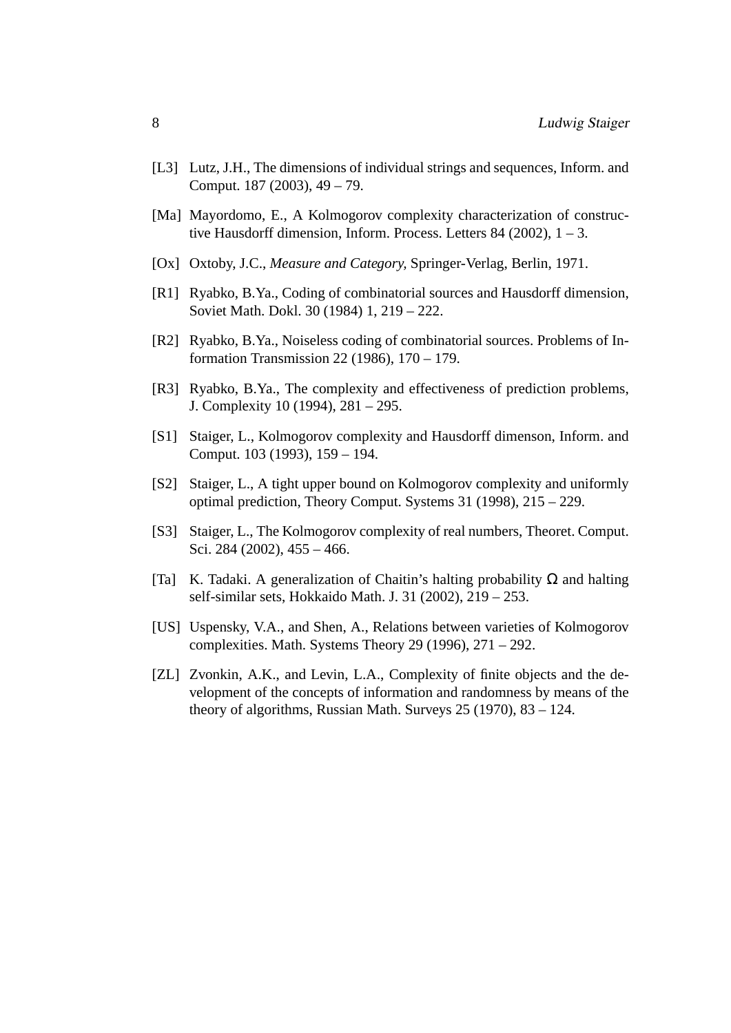[L3] Lutz, J.H., The dimensions of individual strings and sequences, Inform. and Comput. 187 (2003), 49 – 79.

[Ma] Mayordomo, E., A Kolmogorov complexity characterization of constructive Hausdorff dimension, Inform. Process. Letters 84 (2002), 1 – 3.

[Ox] Oxtoby, J.C., *Measure and Category*, Springer-Verlag, Berlin, 1971.

[R1] Ryabko, B.Ya., Coding of combinatorial sources and Hausdorff dimension, Soviet Math. Dokl. 30 (1984) 1, 219 – 222.

[R2] Ryabko, B.Ya., Noiseless coding of combinatorial sources. Problems of Information Transmission 22 (1986), 170 – 179.

[R3] Ryabko, B.Ya., The complexity and effectiveness of prediction problems, J. Complexity 10 (1994), 281 – 295.

[S1] Staiger, L., Kolmogorov complexity and Hausdorff dimenson, Inform. and Comput. 103 (1993), 159 – 194.

[S2] Staiger, L., A tight upper bound on Kolmogorov complexity and uniformly optimal prediction, Theory Comput. Systems 31 (1998), 215 – 229.

[S3] Staiger, L., The Kolmogorov complexity of real numbers, Theoret. Comput. Sci. 284 (2002), 455 – 466.

[Ta] K. Tadaki. A generalization of Chaitin's halting probability $\Omega$ and halting self-similar sets, Hokkaido Math. J. 31 (2002), 219 – 253.

[US] Uspensky, V.A., and Shen, A., Relations between varieties of Kolmogorov complexities. Math. Systems Theory 29 (1996), 271 – 292.

[ZL] Zvonkin, A.K., and Levin, L.A., Complexity of finite objects and the development of the concepts of information and randomness by means of the theory of algorithms, Russian Math. Surveys 25 (1970), 83 – 124.